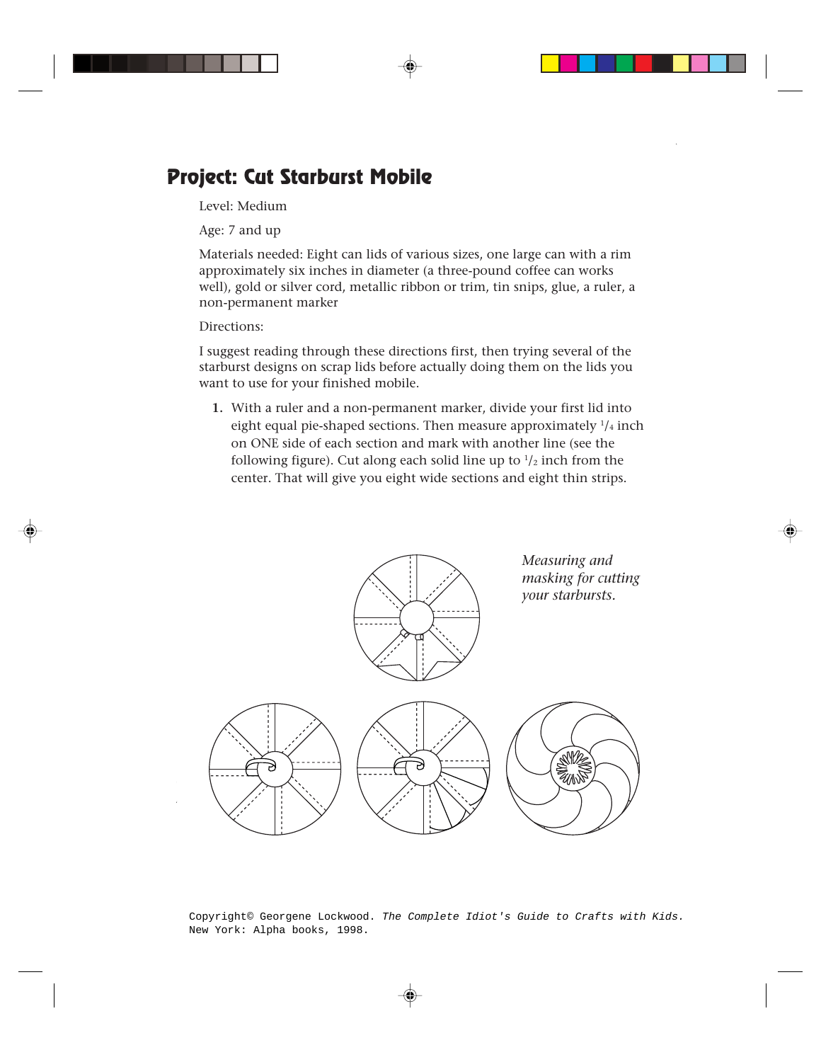# Project: Cut Starburst Mobile

Level: Medium

Age: 7 and up

Materials needed: Eight can lids of various sizes, one large can with a rim approximately six inches in diameter (a three-pound coffee can works well), gold or silver cord, metallic ribbon or trim, tin snips, glue, a ruler, a non-permanent marker

Directions:

I suggest reading through these directions first, then trying several of the starburst designs on scrap lids before actually doing them on the lids you want to use for your finished mobile.

1. With a ruler and a non-permanent marker, divide your first lid into eight equal pie-shaped sections. Then measure approximately 1/4 inch on ONE side of each section and mark with another line (see the following figure). Cut along each solid line up to 1/2 inch from the center. That will give you eight wide sections and eight thin strips.

*Measuring and masking for cutting your starbursts.*

Copyright© Georgene Lockwood. *The Complete Idiot's Guide to Crafts with Kids.* New York: Alpha books, 1998.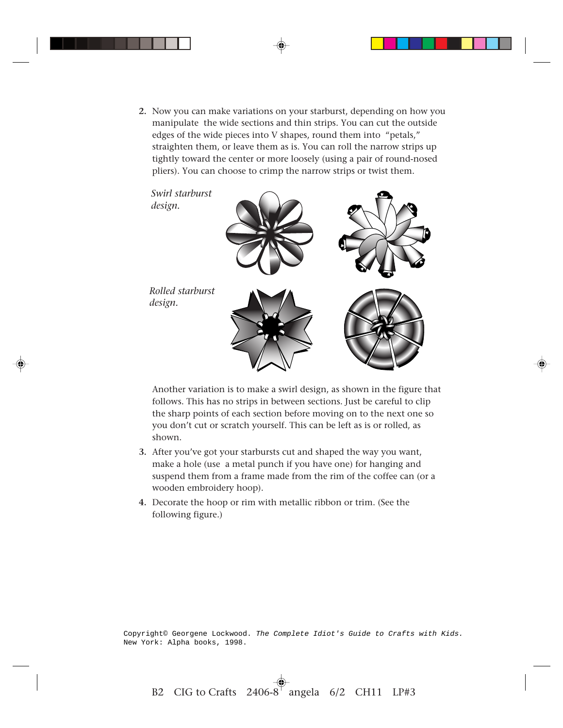2. Now you can make variations on your starburst, depending on how you manipulate the wide sections and thin strips. You can cut the outside edges of the wide pieces into V shapes, round them into "petals," straighten them, or leave them as is. You can roll the narrow strips up tightly toward the center or more loosely (using a pair of round-nosed pliers). You can choose to crimp the narrow strips or twist them.

*Swirl starburst design.*

*Rolled starburst design.*

Another variation is to make a swirl design, as shown in the figure that follows. This has no strips in between sections. Just be careful to clip the sharp points of each section before moving on to the next one so you don't cut or scratch yourself. This can be left as is or rolled, as shown.

3. After you've got your starbursts cut and shaped the way you want, make a hole (use a metal punch if you have one) for hanging and suspend them from a frame made from the rim of the coffee can (or a wooden embroidery hoop).
4. Decorate the hoop or rim with metallic ribbon or trim. (See the following figure.)

Copyright© Georgene Lockwood. *The Complete Idiot's Guide to Crafts with Kids.* New York: Alpha books, 1998.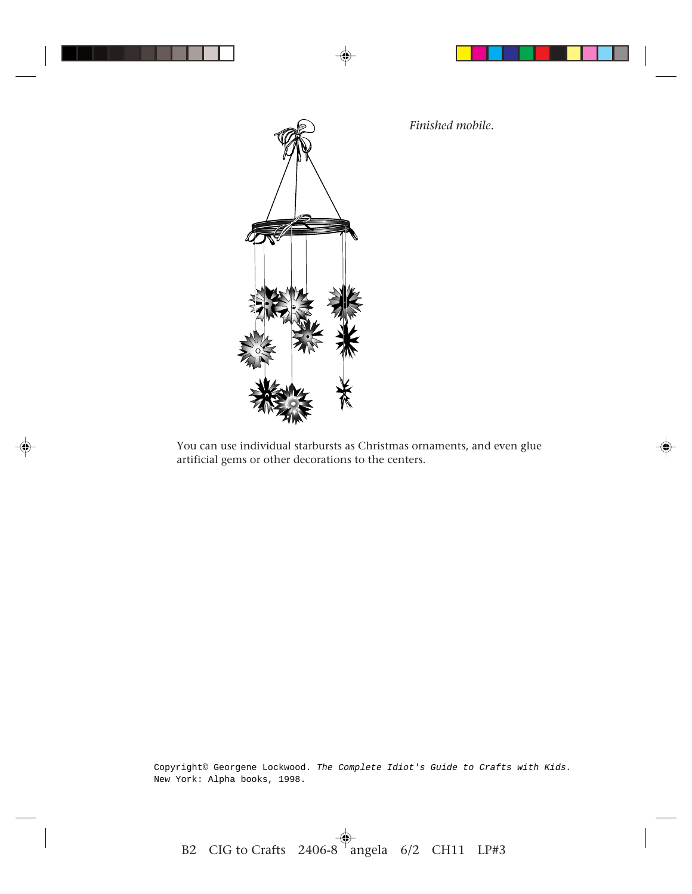*Finished mobile.*

You can use individual starbursts as Christmas ornaments, and even glue artificial gems or other decorations to the centers.

Copyright© Georgene Lockwood. *The Complete Idiot's Guide to Crafts with Kids.* New York: Alpha books, 1998.